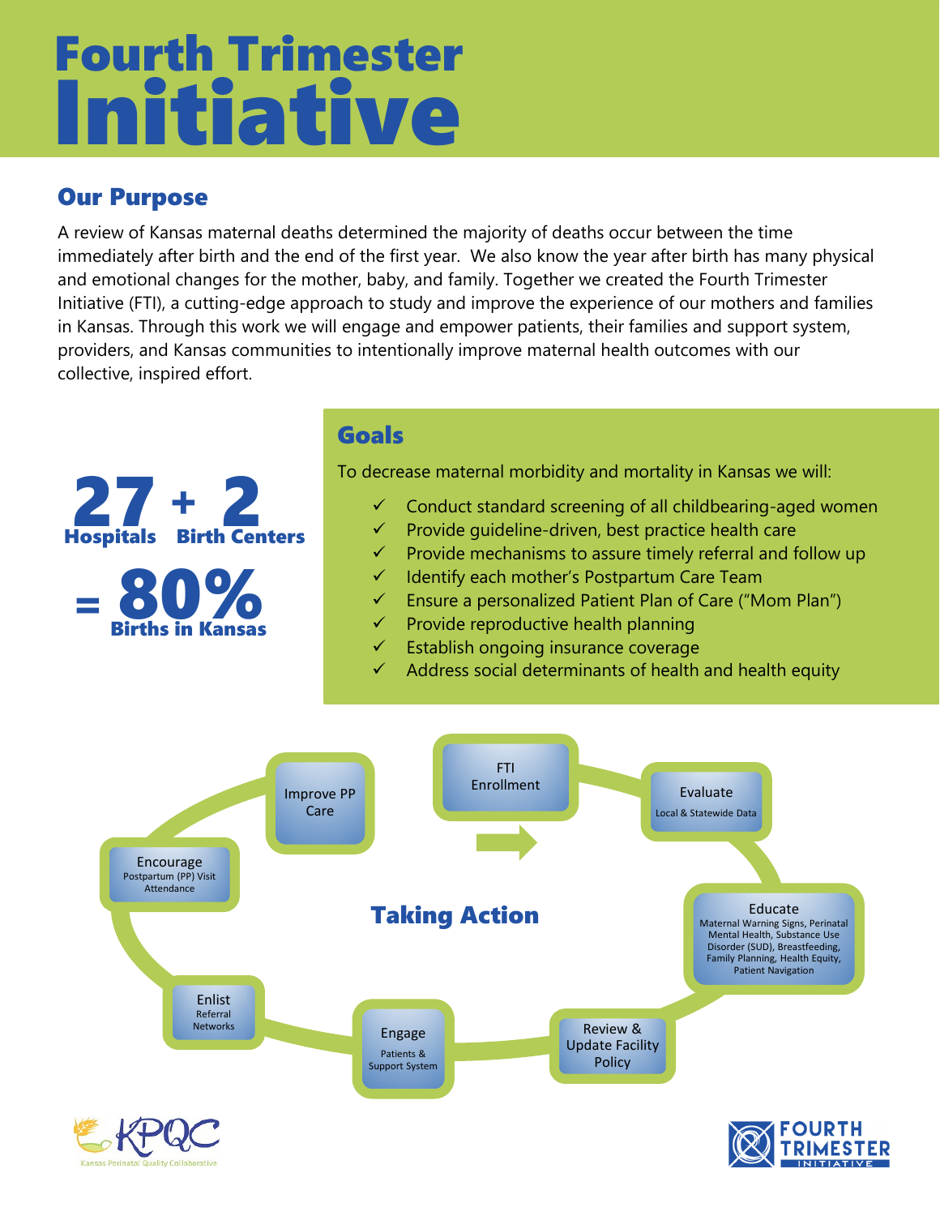# Fourth Trimester Initiative

## Our Purpose

A review of Kansas maternal deaths determined the majority of deaths occur between the time immediately after birth and the end of the first year. We also know the year after birth has many physical and emotional changes for the mother, baby, and family. Together we created the Fourth Trimester Initiative (FTI), a cutting-edge approach to study and improve the experience of our mothers and families in Kansas. Through this work we will engage and empower patients, their families and support system, providers, and Kansas communities to intentionally improve maternal health outcomes with our collective, inspired effort.

**27** Hospitals + **2** Birth Centers = **80%** Births in Kansas

## Goals

To decrease maternal morbidity and mortality in Kansas we will:

- ✓ Conduct standard screening of all childbearing-aged women
- ✓ Provide guideline-driven, best practice health care
- ✓ Provide mechanisms to assure timely referral and follow up
- ✓ Identify each mother's Postpartum Care Team
- ✓ Ensure a personalized Patient Plan of Care ("Mom Plan")
- ✓ Provide reproductive health planning
- ✓ Establish ongoing insurance coverage
- ✓ Address social determinants of health and health equity

## Taking Action

- FTI Enrollment
- Evaluate — Local & Statewide Data
- Educate — Maternal Warning Signs, Perinatal Mental Health, Substance Use Disorder (SUD), Breastfeeding, Family Planning, Health Equity, Patient Navigation
- Review & Update Facility Policy
- Engage — Patients & Support System
- Enlist — Referral Networks
- Encourage — Postpartum (PP) Visit Attendance
- Improve PP Care

KPQC — Kansas Perinatal Quality Collaborative

FOURTH TRIMESTER INITIATIVE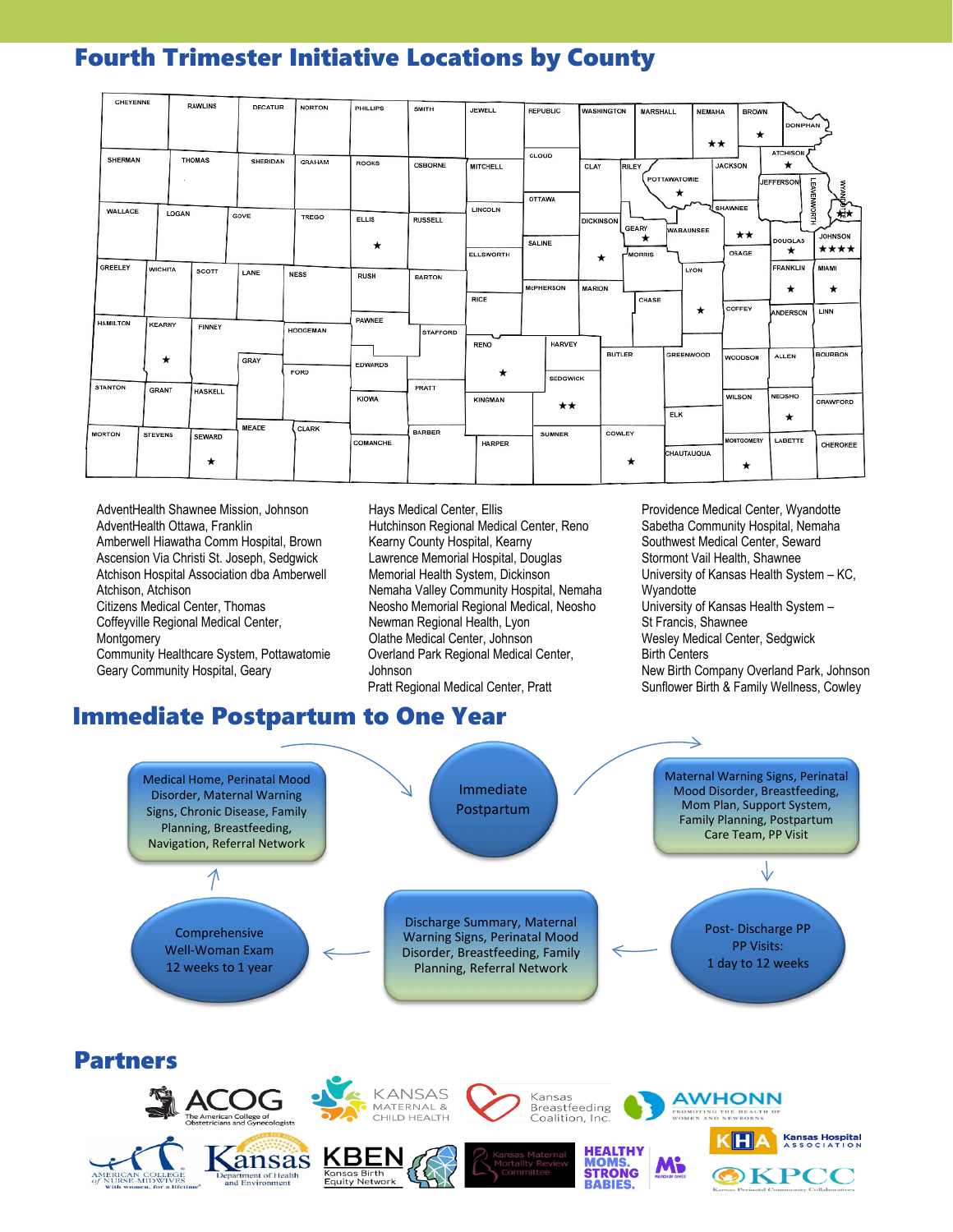# Fourth Trimester Initiative Locations by County

AdventHealth Shawnee Mission, Johnson
AdventHealth Ottawa, Franklin
Amberwell Hiawatha Comm Hospital, Brown
Ascension Via Christi St. Joseph, Sedgwick
Atchison Hospital Association dba Amberwell Atchison, Atchison
Citizens Medical Center, Thomas
Coffeyville Regional Medical Center, Montgomery
Community Healthcare System, Pottawatomie
Geary Community Hospital, Geary
Hays Medical Center, Ellis
Hutchinson Regional Medical Center, Reno
Kearny County Hospital, Kearny
Lawrence Memorial Hospital, Douglas
Memorial Health System, Dickinson
Nemaha Valley Community Hospital, Nemaha
Neosho Memorial Regional Medical, Neosho
Newman Regional Health, Lyon
Olathe Medical Center, Johnson
Overland Park Regional Medical Center, Johnson
Pratt Regional Medical Center, Pratt
Providence Medical Center, Wyandotte
Sabetha Community Hospital, Nemaha
Southwest Medical Center, Seward
Stormont Vail Health, Shawnee
University of Kansas Health System – KC, Wyandotte
University of Kansas Health System – St Francis, Shawnee
Wesley Medical Center, Sedgwick

Birth Centers
New Birth Company Overland Park, Johnson
Sunflower Birth & Family Wellness, Cowley

# Immediate Postpartum to One Year

Immediate Postpartum

Maternal Warning Signs, Perinatal Mood Disorder, Breastfeeding, Mom Plan, Support System, Family Planning, Postpartum Care Team, PP Visit

Post- Discharge PP
PP Visits:
1 day to 12 weeks

Discharge Summary, Maternal Warning Signs, Perinatal Mood Disorder, Breastfeeding, Family Planning, Referral Network

Comprehensive Well-Woman Exam
12 weeks to 1 year

Medical Home, Perinatal Mood Disorder, Maternal Warning Signs, Chronic Disease, Family Planning, Breastfeeding, Navigation, Referral Network

# Partners